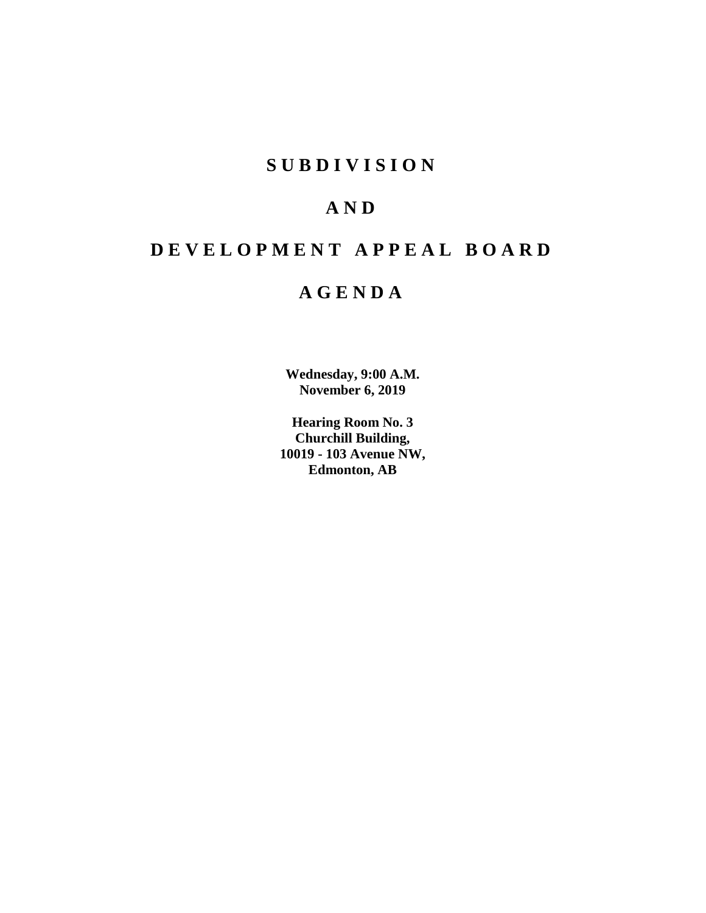# SUBDIVISION

# AND

# DEVELOPMENT APPEAL BOARD

# AGENDA

**Wednesday, 9:00 A.M.**
**November 6, 2019**

**Hearing Room No. 3**
**Churchill Building,**
**10019 - 103 Avenue NW,**
**Edmonton, AB**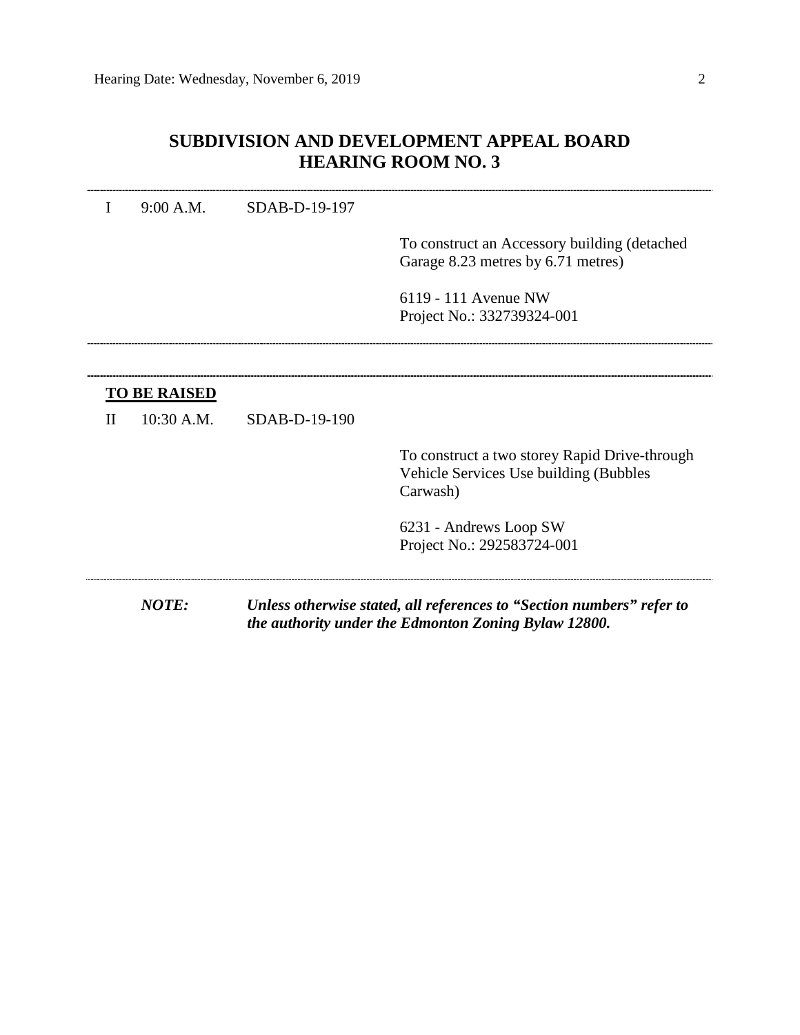# SUBDIVISION AND DEVELOPMENT APPEAL BOARD
# HEARING ROOM NO. 3

---

I 9:00 A.M. SDAB-D-19-197

To construct an Accessory building (detached Garage 8.23 metres by 6.71 metres)

6119 - 111 Avenue NW
Project No.: 332739324-001

---

---

**TO BE RAISED**

II 10:30 A.M. SDAB-D-19-190

To construct a two storey Rapid Drive-through Vehicle Services Use building (Bubbles Carwash)

6231 - Andrews Loop SW
Project No.: 292583724-001

---

***NOTE:*** ***Unless otherwise stated, all references to "Section numbers" refer to the authority under the Edmonton Zoning Bylaw 12800.***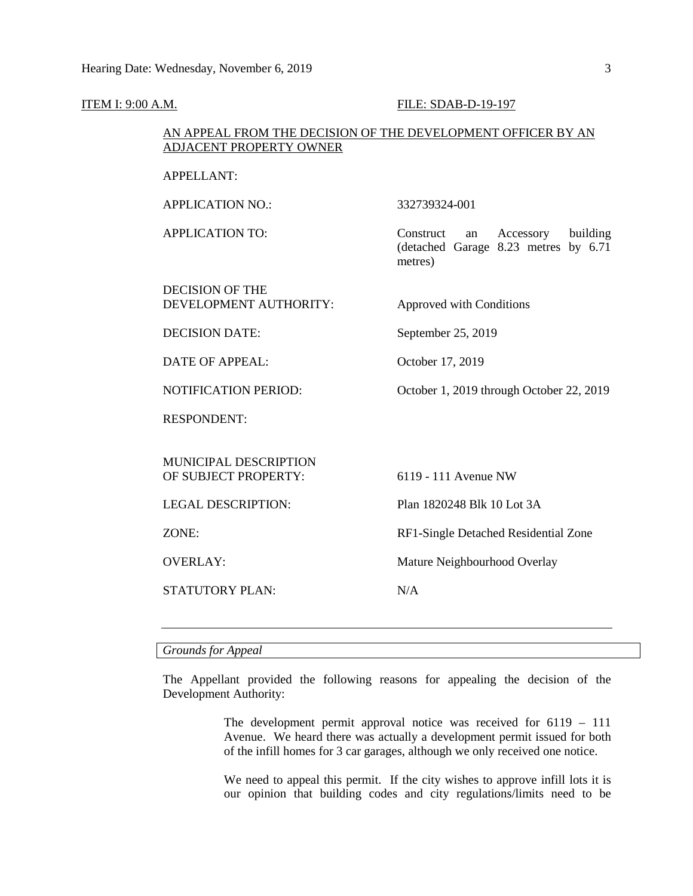ITEM I: 9:00 A.M. FILE: SDAB-D-19-197

AN APPEAL FROM THE DECISION OF THE DEVELOPMENT OFFICER BY AN ADJACENT PROPERTY OWNER

| | |
|---|---|
| APPELLANT: | |
| APPLICATION NO.: | 332739324-001 |
| APPLICATION TO: | Construct an Accessory building (detached Garage 8.23 metres by 6.71 metres) |
| DECISION OF THE DEVELOPMENT AUTHORITY: | Approved with Conditions |
| DECISION DATE: | September 25, 2019 |
| DATE OF APPEAL: | October 17, 2019 |
| NOTIFICATION PERIOD: | October 1, 2019 through October 22, 2019 |
| RESPONDENT: | |
| MUNICIPAL DESCRIPTION OF SUBJECT PROPERTY: | 6119 - 111 Avenue NW |
| LEGAL DESCRIPTION: | Plan 1820248 Blk 10 Lot 3A |
| ZONE: | RF1-Single Detached Residential Zone |
| OVERLAY: | Mature Neighbourhood Overlay |
| STATUTORY PLAN: | N/A |

---

*Grounds for Appeal*

The Appellant provided the following reasons for appealing the decision of the Development Authority:

> The development permit approval notice was received for 6119 – 111 Avenue. We heard there was actually a development permit issued for both of the infill homes for 3 car garages, although we only received one notice.
>
> We need to appeal this permit. If the city wishes to approve infill lots it is our opinion that building codes and city regulations/limits need to be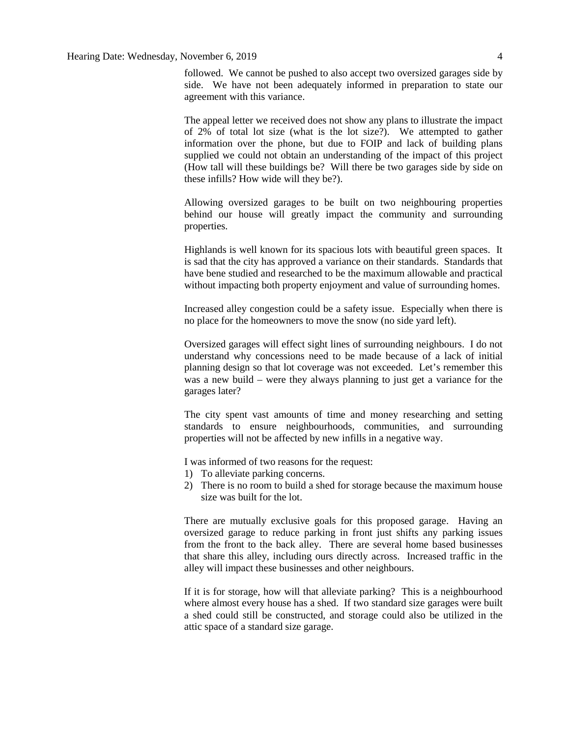followed. We cannot be pushed to also accept two oversized garages side by side. We have not been adequately informed in preparation to state our agreement with this variance.

The appeal letter we received does not show any plans to illustrate the impact of 2% of total lot size (what is the lot size?). We attempted to gather information over the phone, but due to FOIP and lack of building plans supplied we could not obtain an understanding of the impact of this project (How tall will these buildings be? Will there be two garages side by side on these infills? How wide will they be?).

Allowing oversized garages to be built on two neighbouring properties behind our house will greatly impact the community and surrounding properties.

Highlands is well known for its spacious lots with beautiful green spaces. It is sad that the city has approved a variance on their standards. Standards that have bene studied and researched to be the maximum allowable and practical without impacting both property enjoyment and value of surrounding homes.

Increased alley congestion could be a safety issue. Especially when there is no place for the homeowners to move the snow (no side yard left).

Oversized garages will effect sight lines of surrounding neighbours. I do not understand why concessions need to be made because of a lack of initial planning design so that lot coverage was not exceeded. Let's remember this was a new build – were they always planning to just get a variance for the garages later?

The city spent vast amounts of time and money researching and setting standards to ensure neighbourhoods, communities, and surrounding properties will not be affected by new infills in a negative way.

I was informed of two reasons for the request:

1) To alleviate parking concerns.
2) There is no room to build a shed for storage because the maximum house size was built for the lot.

There are mutually exclusive goals for this proposed garage. Having an oversized garage to reduce parking in front just shifts any parking issues from the front to the back alley. There are several home based businesses that share this alley, including ours directly across. Increased traffic in the alley will impact these businesses and other neighbours.

If it is for storage, how will that alleviate parking? This is a neighbourhood where almost every house has a shed. If two standard size garages were built a shed could still be constructed, and storage could also be utilized in the attic space of a standard size garage.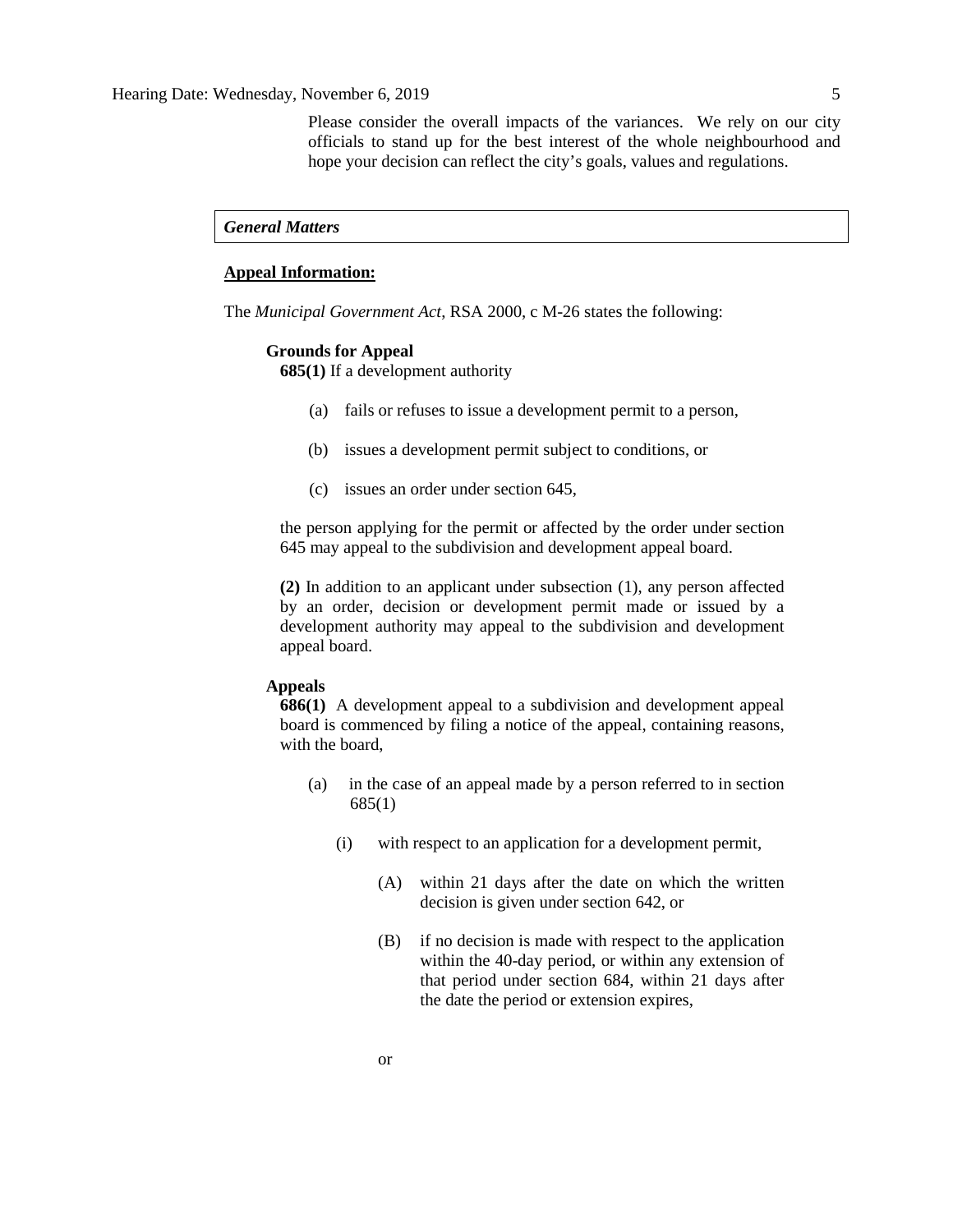Please consider the overall impacts of the variances. We rely on our city officials to stand up for the best interest of the whole neighbourhood and hope your decision can reflect the city's goals, values and regulations.

***General Matters***

**Appeal Information:**

The *Municipal Government Act*, RSA 2000, c M-26 states the following:

**Grounds for Appeal**

**685(1)** If a development authority

(a) fails or refuses to issue a development permit to a person,

(b) issues a development permit subject to conditions, or

(c) issues an order under section 645,

the person applying for the permit or affected by the order under section 645 may appeal to the subdivision and development appeal board.

**(2)** In addition to an applicant under subsection (1), any person affected by an order, decision or development permit made or issued by a development authority may appeal to the subdivision and development appeal board.

**Appeals**

**686(1)** A development appeal to a subdivision and development appeal board is commenced by filing a notice of the appeal, containing reasons, with the board,

(a) in the case of an appeal made by a person referred to in section 685(1)

(i) with respect to an application for a development permit,

(A) within 21 days after the date on which the written decision is given under section 642, or

(B) if no decision is made with respect to the application within the 40-day period, or within any extension of that period under section 684, within 21 days after the date the period or extension expires,

or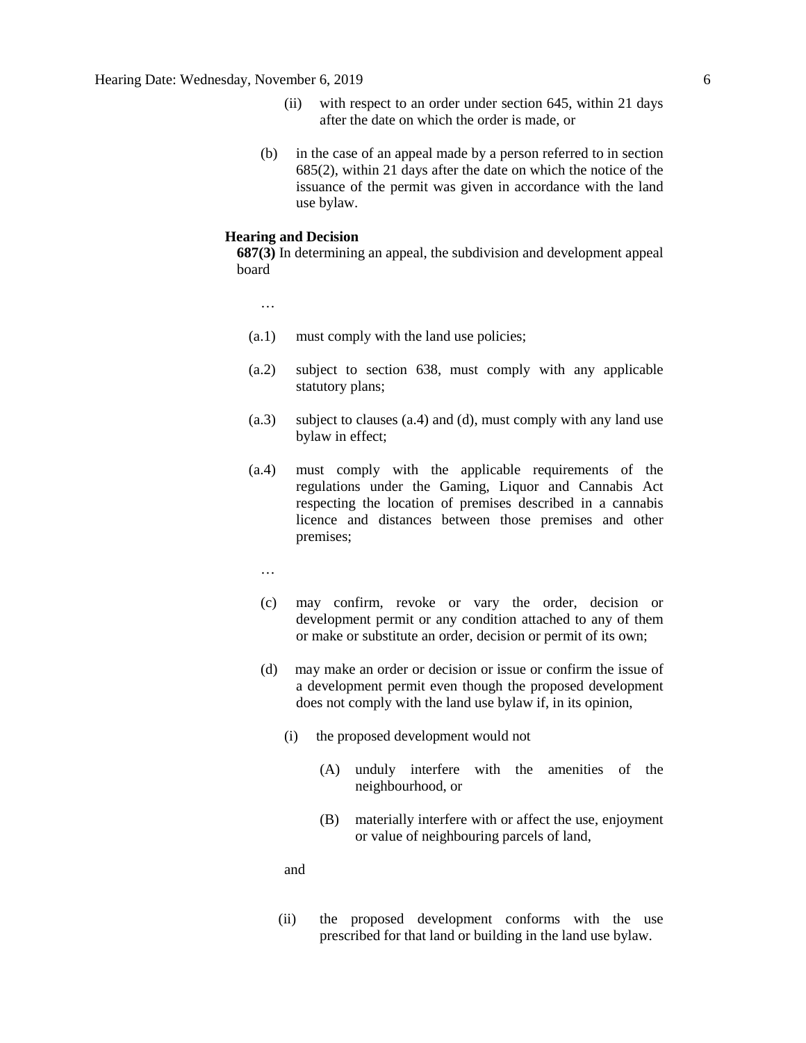(ii) with respect to an order under section 645, within 21 days after the date on which the order is made, or

(b) in the case of an appeal made by a person referred to in section 685(2), within 21 days after the date on which the notice of the issuance of the permit was given in accordance with the land use bylaw.

**Hearing and Decision**

**687(3)** In determining an appeal, the subdivision and development appeal board

…

(a.1) must comply with the land use policies;

(a.2) subject to section 638, must comply with any applicable statutory plans;

(a.3) subject to clauses (a.4) and (d), must comply with any land use bylaw in effect;

(a.4) must comply with the applicable requirements of the regulations under the Gaming, Liquor and Cannabis Act respecting the location of premises described in a cannabis licence and distances between those premises and other premises;

…

(c) may confirm, revoke or vary the order, decision or development permit or any condition attached to any of them or make or substitute an order, decision or permit of its own;

(d) may make an order or decision or issue or confirm the issue of a development permit even though the proposed development does not comply with the land use bylaw if, in its opinion,

(i) the proposed development would not

(A) unduly interfere with the amenities of the neighbourhood, or

(B) materially interfere with or affect the use, enjoyment or value of neighbouring parcels of land,

and

(ii) the proposed development conforms with the use prescribed for that land or building in the land use bylaw.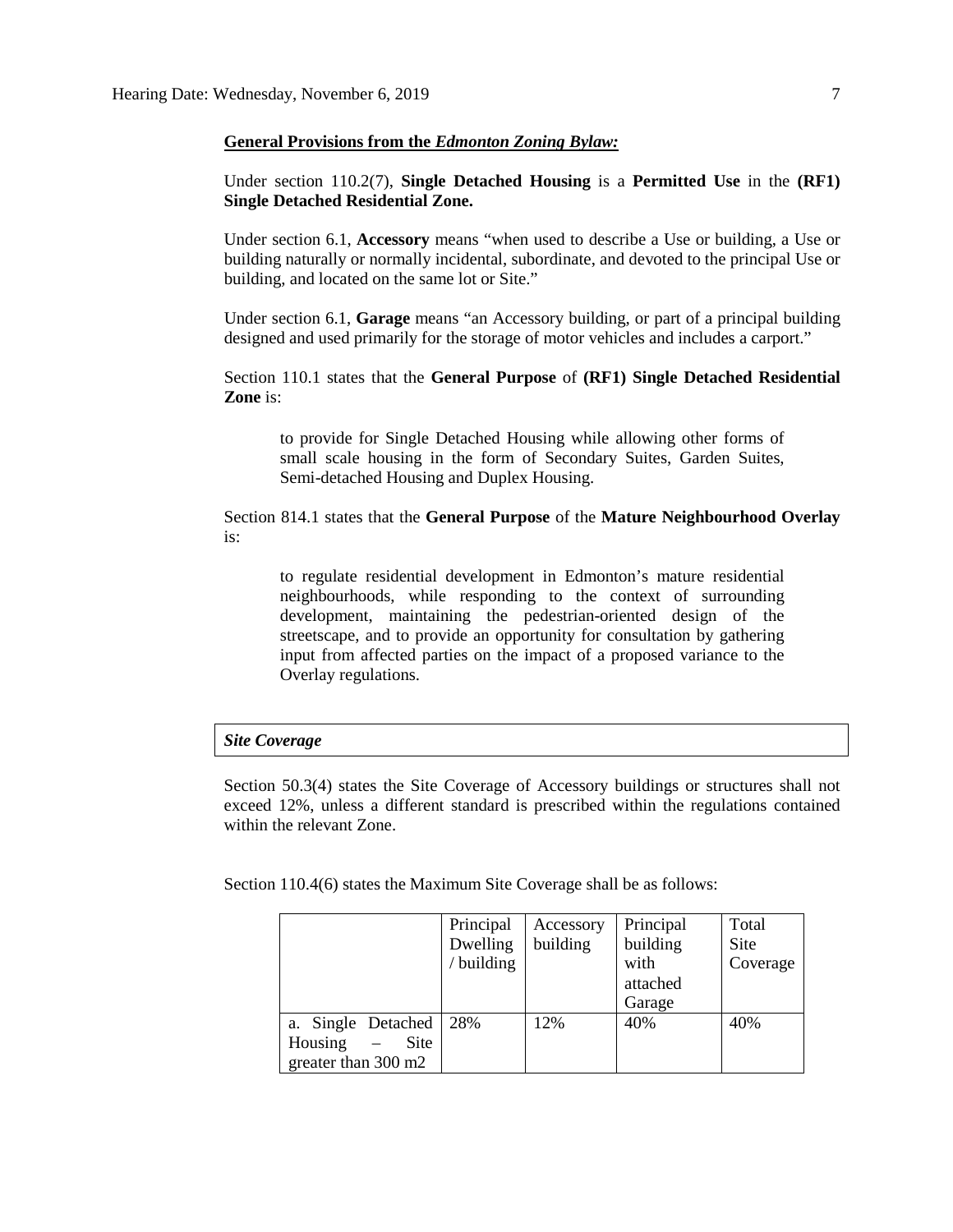**General Provisions from the *Edmonton Zoning Bylaw:***

Under section 110.2(7), **Single Detached Housing** is a **Permitted Use** in the **(RF1) Single Detached Residential Zone.**

Under section 6.1, **Accessory** means "when used to describe a Use or building, a Use or building naturally or normally incidental, subordinate, and devoted to the principal Use or building, and located on the same lot or Site."

Under section 6.1, **Garage** means "an Accessory building, or part of a principal building designed and used primarily for the storage of motor vehicles and includes a carport."

Section 110.1 states that the **General Purpose** of **(RF1) Single Detached Residential Zone** is:

> to provide for Single Detached Housing while allowing other forms of small scale housing in the form of Secondary Suites, Garden Suites, Semi-detached Housing and Duplex Housing.

Section 814.1 states that the **General Purpose** of the **Mature Neighbourhood Overlay** is:

> to regulate residential development in Edmonton's mature residential neighbourhoods, while responding to the context of surrounding development, maintaining the pedestrian-oriented design of the streetscape, and to provide an opportunity for consultation by gathering input from affected parties on the impact of a proposed variance to the Overlay regulations.

***Site Coverage***

Section 50.3(4) states the Site Coverage of Accessory buildings or structures shall not exceed 12%, unless a different standard is prescribed within the regulations contained within the relevant Zone.

Section 110.4(6) states the Maximum Site Coverage shall be as follows:

| | Principal Dwelling / building | Accessory building | Principal building with attached Garage | Total Site Coverage |
|---|---|---|---|---|
| a. Single Detached Housing – Site greater than 300 m2 | 28% | 12% | 40% | 40% |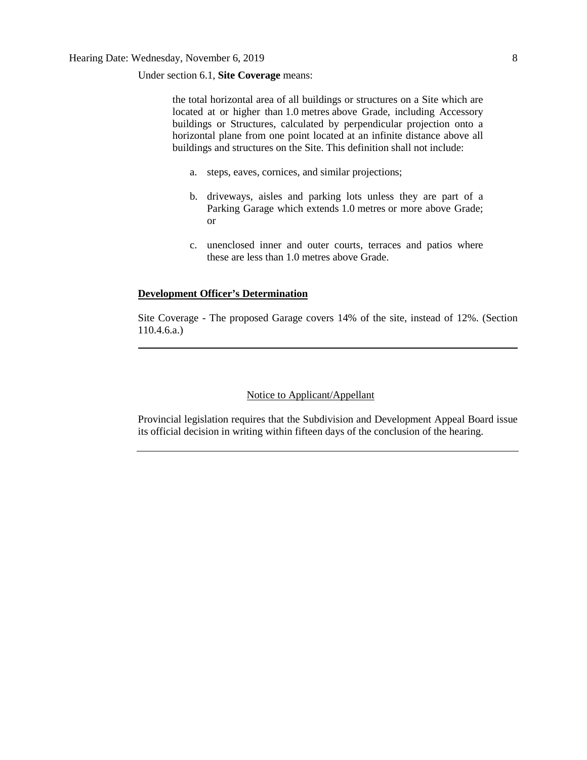Under section 6.1, **Site Coverage** means:

> the total horizontal area of all buildings or structures on a Site which are located at or higher than 1.0 metres above Grade, including Accessory buildings or Structures, calculated by perpendicular projection onto a horizontal plane from one point located at an infinite distance above all buildings and structures on the Site. This definition shall not include:
>
> a. steps, eaves, cornices, and similar projections;
>
> b. driveways, aisles and parking lots unless they are part of a Parking Garage which extends 1.0 metres or more above Grade; or
>
> c. unenclosed inner and outer courts, terraces and patios where these are less than 1.0 metres above Grade.

**Development Officer's Determination**

Site Coverage - The proposed Garage covers 14% of the site, instead of 12%. (Section 110.4.6.a.)

---

Notice to Applicant/Appellant

Provincial legislation requires that the Subdivision and Development Appeal Board issue its official decision in writing within fifteen days of the conclusion of the hearing.

---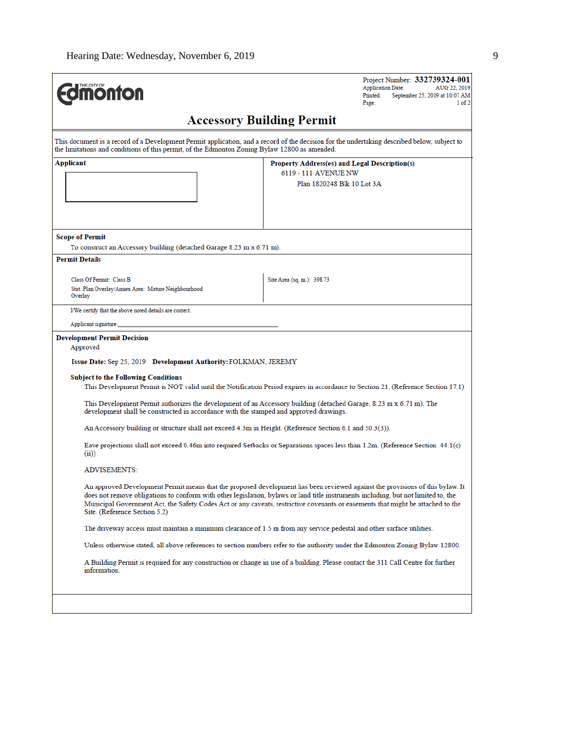Hearing Date: Wednesday, November 6, 2019

Edmonton

Project Number: **332739324-001**
Application Date: AUG 22, 2019
Printed: September 25, 2019 at 10:07 AM
Page: 1 of 2

# Accessory Building Permit

This document is a record of a Development Permit application, and a record of the decision for the undertaking described below, subject to the limitations and conditions of this permit, of the Edmonton Zoning Bylaw 12800 as amended.

| **Applicant** | **Property Address(es) and Legal Description(s)** |
|---|---|
| | 6119 - 111 AVENUE NW<br>Plan 1820248 Blk 10 Lot 3A |

**Scope of Permit**

To construct an Accessory building (detached Garage 8.23 m x 6.71 m).

**Permit Details**

| | |
|---|---|
| Class Of Permit: Class B<br>Stat. Plan Overlay/Annex Area: Mature Neighbourhood Overlay | Site Area (sq. m.): 398.73 |

I/We certify that the above noted details are correct.

Applicant signature:_______________________________________________

**Development Permit Decision**

Approved

**Issue Date:** Sep 25, 2019 **Development Authority:** FOLKMAN, JEREMY

**Subject to the Following Conditions**

This Development Permit is NOT valid until the Notification Period expires in accordance to Section 21. (Reference Section 17.1)

This Development Permit authorizes the development of an Accessory building (detached Garage, 8.23 m x 6.71 m). The development shall be constructed in accordance with the stamped and approved drawings.

An Accessory building or structure shall not exceed 4.3m in Height. (Reference Section 6.1 and 50.3(3)).

Eave projections shall not exceed 0.46m into required Setbacks or Separations spaces less than 1.2m. (Reference Section 44.1(c)(ii))

ADVISEMENTS:

An approved Development Permit means that the proposed development has been reviewed against the provisions of this bylaw. It does not remove obligations to conform with other legislation, bylaws or land title instruments including, but not limited to, the Municipal Government Act, the Safety Codes Act or any caveats, restrictive covenants or easements that might be attached to the Site. (Reference Section 5.2)

The driveway access must maintain a minimum clearance of 1.5 m from any service pedestal and other surface utilities.

Unless otherwise stated, all above references to section numbers refer to the authority under the Edmonton Zoning Bylaw 12800.

A Building Permit is required for any construction or change in use of a building. Please contact the 311 Call Centre for further information.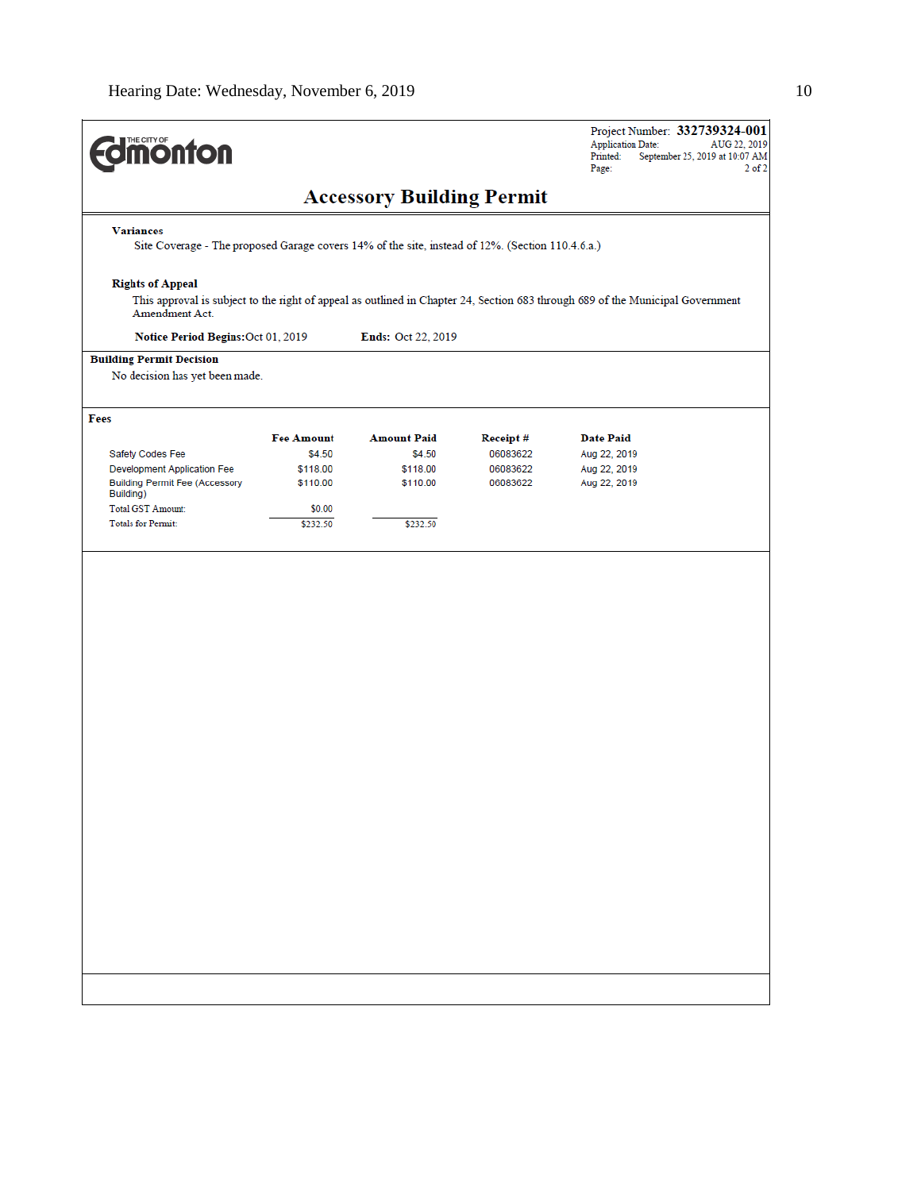Hearing Date: Wednesday, November 6, 2019

**THE CITY OF Edmonton**

Project Number: **332739324-001**
Application Date: AUG 22, 2019
Printed: September 25, 2019 at 10:07 AM
Page: 2 of 2

## Accessory Building Permit

**Variances**

Site Coverage - The proposed Garage covers 14% of the site, instead of 12%. (Section 110.4.6.a.)

**Rights of Appeal**

This approval is subject to the right of appeal as outlined in Chapter 24, Section 683 through 689 of the Municipal Government Amendment Act.

**Notice Period Begins:** Oct 01, 2019 **Ends:** Oct 22, 2019

**Building Permit Decision**

No decision has yet been made.

**Fees**

| | Fee Amount | Amount Paid | Receipt # | Date Paid |
|---|---|---|---|---|
| Safety Codes Fee | $4.50 | $4.50 | 06083622 | Aug 22, 2019 |
| Development Application Fee | $118.00 | $118.00 | 06083622 | Aug 22, 2019 |
| Building Permit Fee (Accessory Building) | $110.00 | $110.00 | 06083622 | Aug 22, 2019 |
| Total GST Amount: | $0.00 | | | |
| Totals for Permit: | $232.50 | $232.50 | | |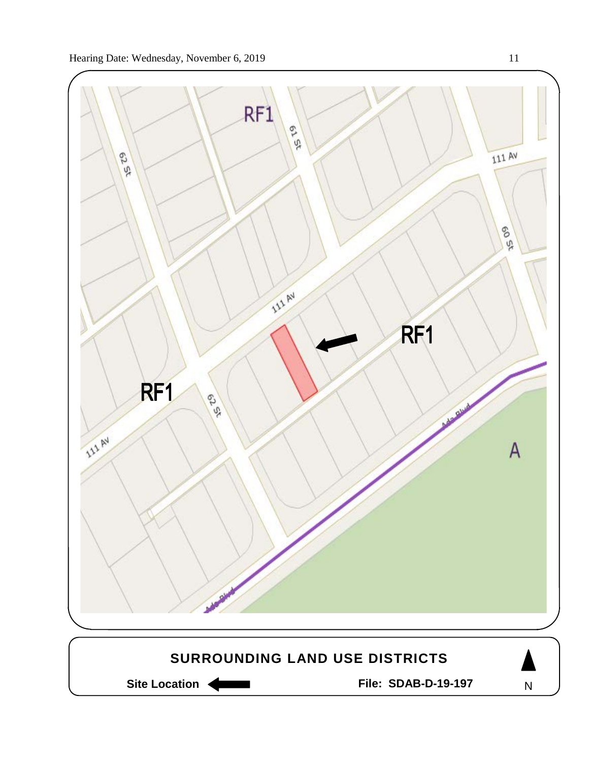RF1

61 St

62 St

111 Av

111 Av

60 St

111 Av

RF1

RF1

62 St

111 Av

Ada Blvd

A

Ada Blvd

**SURROUNDING LAND USE DISTRICTS**

**Site Location**

**File: SDAB-D-19-197**

N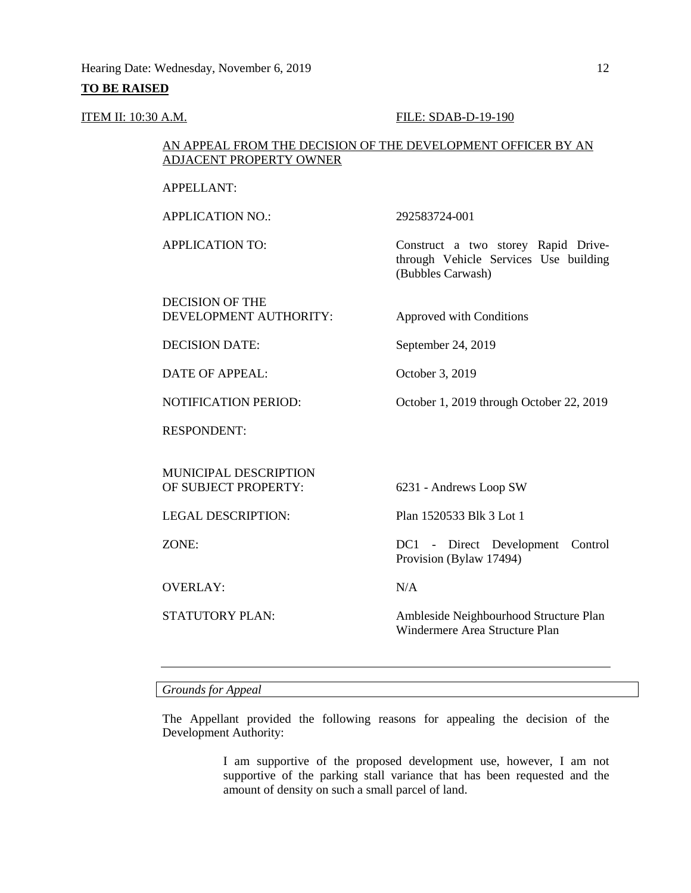Hearing Date: Wednesday, November 6, 2019

**TO BE RAISED**

ITEM II: 10:30 A.M. FILE: SDAB-D-19-190

AN APPEAL FROM THE DECISION OF THE DEVELOPMENT OFFICER BY AN ADJACENT PROPERTY OWNER

| | |
|---|---|
| APPELLANT: | |
| APPLICATION NO.: | 292583724-001 |
| APPLICATION TO: | Construct a two storey Rapid Drive-through Vehicle Services Use building (Bubbles Carwash) |
| DECISION OF THE DEVELOPMENT AUTHORITY: | Approved with Conditions |
| DECISION DATE: | September 24, 2019 |
| DATE OF APPEAL: | October 3, 2019 |
| NOTIFICATION PERIOD: | October 1, 2019 through October 22, 2019 |
| RESPONDENT: | |
| MUNICIPAL DESCRIPTION OF SUBJECT PROPERTY: | 6231 - Andrews Loop SW |
| LEGAL DESCRIPTION: | Plan 1520533 Blk 3 Lot 1 |
| ZONE: | DC1 - Direct Development Control Provision (Bylaw 17494) |
| OVERLAY: | N/A |
| STATUTORY PLAN: | Ambleside Neighbourhood Structure Plan<br>Windermere Area Structure Plan |

---

*Grounds for Appeal*

The Appellant provided the following reasons for appealing the decision of the Development Authority:

> I am supportive of the proposed development use, however, I am not supportive of the parking stall variance that has been requested and the amount of density on such a small parcel of land.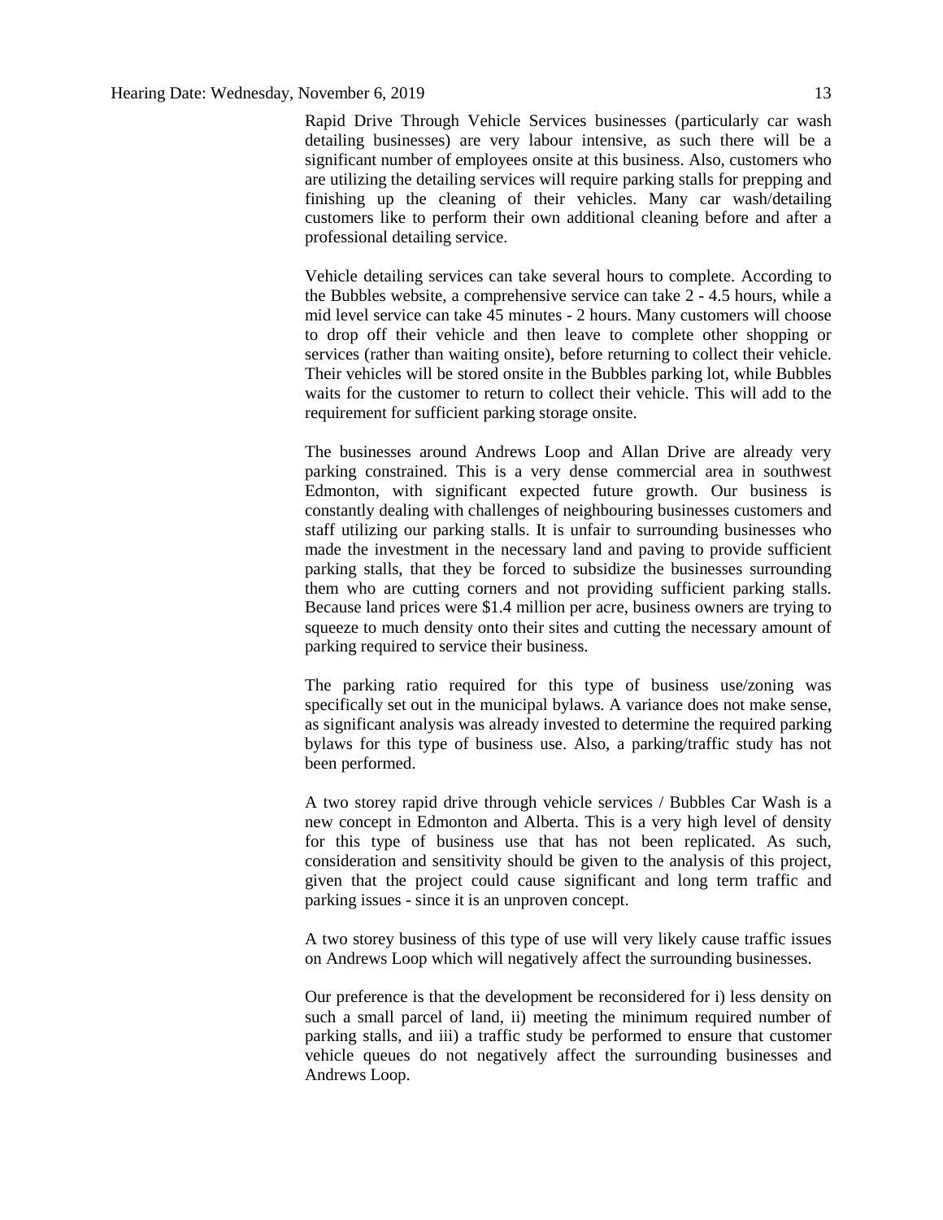Rapid Drive Through Vehicle Services businesses (particularly car wash detailing businesses) are very labour intensive, as such there will be a significant number of employees onsite at this business. Also, customers who are utilizing the detailing services will require parking stalls for prepping and finishing up the cleaning of their vehicles. Many car wash/detailing customers like to perform their own additional cleaning before and after a professional detailing service.

Vehicle detailing services can take several hours to complete. According to the Bubbles website, a comprehensive service can take 2 - 4.5 hours, while a mid level service can take 45 minutes - 2 hours. Many customers will choose to drop off their vehicle and then leave to complete other shopping or services (rather than waiting onsite), before returning to collect their vehicle. Their vehicles will be stored onsite in the Bubbles parking lot, while Bubbles waits for the customer to return to collect their vehicle. This will add to the requirement for sufficient parking storage onsite.

The businesses around Andrews Loop and Allan Drive are already very parking constrained. This is a very dense commercial area in southwest Edmonton, with significant expected future growth. Our business is constantly dealing with challenges of neighbouring businesses customers and staff utilizing our parking stalls. It is unfair to surrounding businesses who made the investment in the necessary land and paving to provide sufficient parking stalls, that they be forced to subsidize the businesses surrounding them who are cutting corners and not providing sufficient parking stalls. Because land prices were $1.4 million per acre, business owners are trying to squeeze to much density onto their sites and cutting the necessary amount of parking required to service their business.

The parking ratio required for this type of business use/zoning was specifically set out in the municipal bylaws. A variance does not make sense, as significant analysis was already invested to determine the required parking bylaws for this type of business use. Also, a parking/traffic study has not been performed.

A two storey rapid drive through vehicle services / Bubbles Car Wash is a new concept in Edmonton and Alberta. This is a very high level of density for this type of business use that has not been replicated. As such, consideration and sensitivity should be given to the analysis of this project, given that the project could cause significant and long term traffic and parking issues - since it is an unproven concept.

A two storey business of this type of use will very likely cause traffic issues on Andrews Loop which will negatively affect the surrounding businesses.

Our preference is that the development be reconsidered for i) less density on such a small parcel of land, ii) meeting the minimum required number of parking stalls, and iii) a traffic study be performed to ensure that customer vehicle queues do not negatively affect the surrounding businesses and Andrews Loop.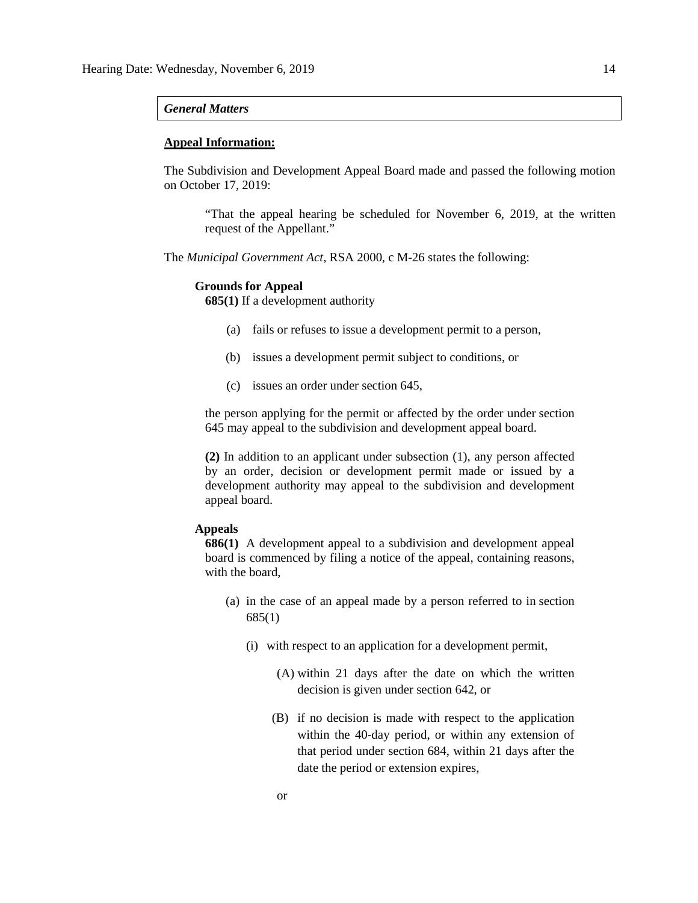***General Matters***

**Appeal Information:**

The Subdivision and Development Appeal Board made and passed the following motion on October 17, 2019:

> "That the appeal hearing be scheduled for November 6, 2019, at the written request of the Appellant."

The *Municipal Government Act*, RSA 2000, c M-26 states the following:

**Grounds for Appeal**

**685(1)** If a development authority

(a) fails or refuses to issue a development permit to a person,

(b) issues a development permit subject to conditions, or

(c) issues an order under section 645,

the person applying for the permit or affected by the order under section 645 may appeal to the subdivision and development appeal board.

**(2)** In addition to an applicant under subsection (1), any person affected by an order, decision or development permit made or issued by a development authority may appeal to the subdivision and development appeal board.

**Appeals**

**686(1)** A development appeal to a subdivision and development appeal board is commenced by filing a notice of the appeal, containing reasons, with the board,

(a) in the case of an appeal made by a person referred to in section 685(1)

(i) with respect to an application for a development permit,

(A) within 21 days after the date on which the written decision is given under section 642, or

(B) if no decision is made with respect to the application within the 40-day period, or within any extension of that period under section 684, within 21 days after the date the period or extension expires,

or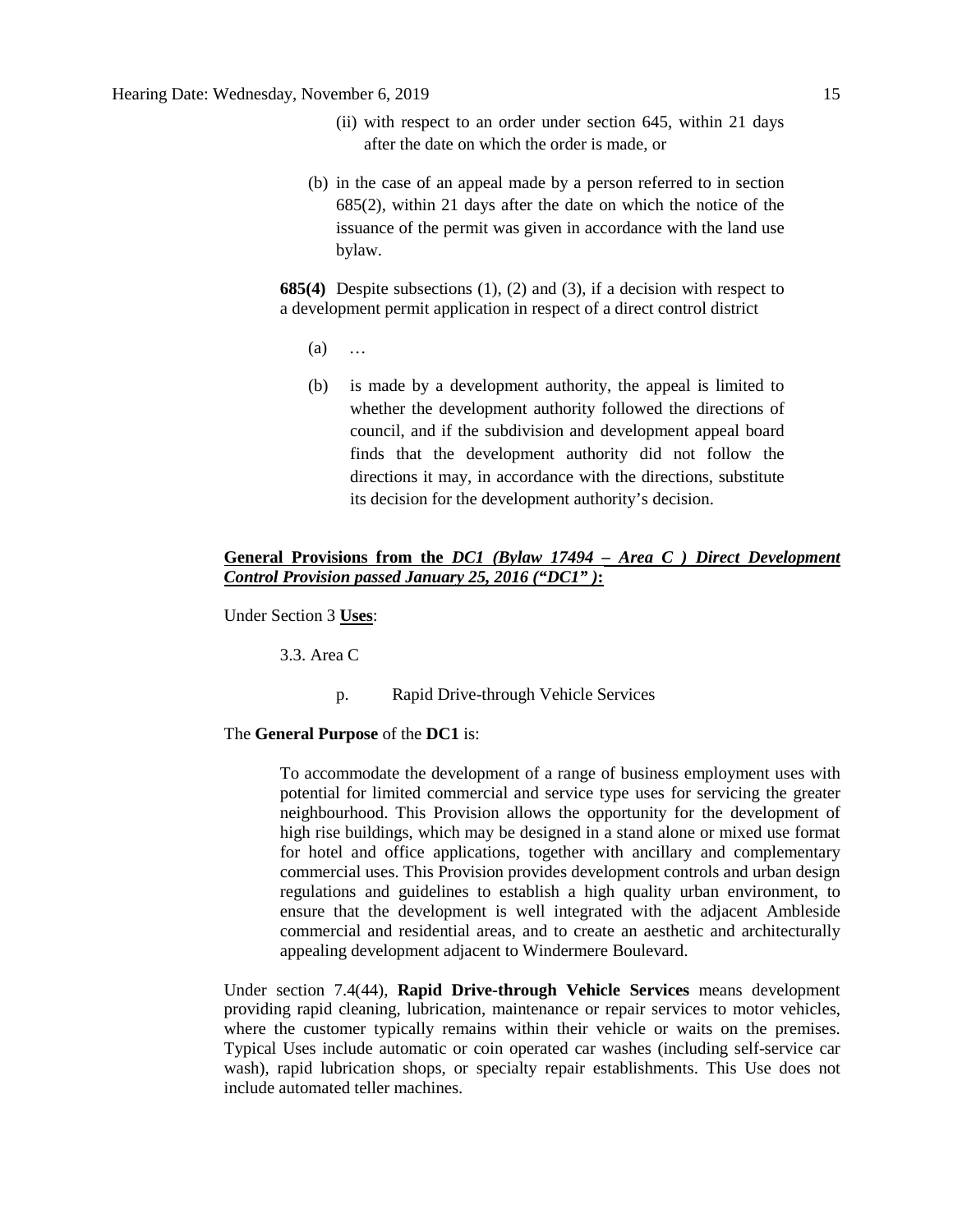(ii) with respect to an order under section 645, within 21 days after the date on which the order is made, or

(b) in the case of an appeal made by a person referred to in section 685(2), within 21 days after the date on which the notice of the issuance of the permit was given in accordance with the land use bylaw.

**685(4)** Despite subsections (1), (2) and (3), if a decision with respect to a development permit application in respect of a direct control district

(a) …

(b) is made by a development authority, the appeal is limited to whether the development authority followed the directions of council, and if the subdivision and development appeal board finds that the development authority did not follow the directions it may, in accordance with the directions, substitute its decision for the development authority's decision.

**General Provisions from the *DC1 (Bylaw 17494 – Area C ) Direct Development Control Provision passed January 25, 2016 ("DC1" )*:**

Under Section 3 **Uses**:

3.3. Area C

p. Rapid Drive-through Vehicle Services

The **General Purpose** of the **DC1** is:

> To accommodate the development of a range of business employment uses with potential for limited commercial and service type uses for servicing the greater neighbourhood. This Provision allows the opportunity for the development of high rise buildings, which may be designed in a stand alone or mixed use format for hotel and office applications, together with ancillary and complementary commercial uses. This Provision provides development controls and urban design regulations and guidelines to establish a high quality urban environment, to ensure that the development is well integrated with the adjacent Ambleside commercial and residential areas, and to create an aesthetic and architecturally appealing development adjacent to Windermere Boulevard.

Under section 7.4(44), **Rapid Drive-through Vehicle Services** means development providing rapid cleaning, lubrication, maintenance or repair services to motor vehicles, where the customer typically remains within their vehicle or waits on the premises. Typical Uses include automatic or coin operated car washes (including self-service car wash), rapid lubrication shops, or specialty repair establishments. This Use does not include automated teller machines.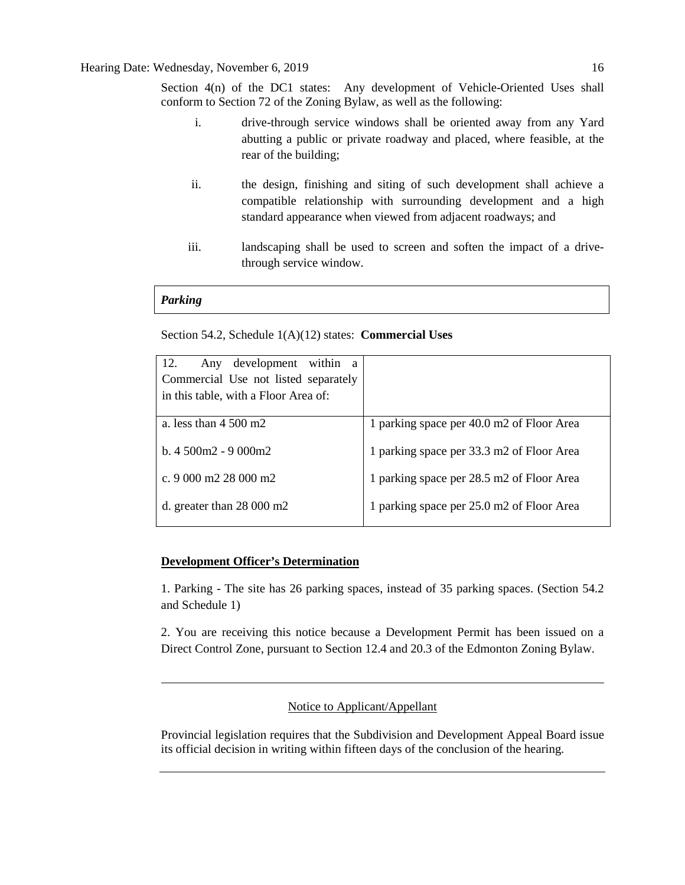Section 4(n) of the DC1 states: Any development of Vehicle-Oriented Uses shall conform to Section 72 of the Zoning Bylaw, as well as the following:

i. drive-through service windows shall be oriented away from any Yard abutting a public or private roadway and placed, where feasible, at the rear of the building;

ii. the design, finishing and siting of such development shall achieve a compatible relationship with surrounding development and a high standard appearance when viewed from adjacent roadways; and

iii. landscaping shall be used to screen and soften the impact of a drive-through service window.

| ***Parking*** |
|---|

Section 54.2, Schedule 1(A)(12) states: **Commercial Uses**

| 12. Any development within a Commercial Use not listed separately in this table, with a Floor Area of: | |
|---|---|
| a. less than 4 500 m2 | 1 parking space per 40.0 m2 of Floor Area |
| b. 4 500m2 - 9 000m2 | 1 parking space per 33.3 m2 of Floor Area |
| c. 9 000 m2 28 000 m2 | 1 parking space per 28.5 m2 of Floor Area |
| d. greater than 28 000 m2 | 1 parking space per 25.0 m2 of Floor Area |

**<u>Development Officer's Determination</u>**

1. Parking - The site has 26 parking spaces, instead of 35 parking spaces. (Section 54.2 and Schedule 1)

2. You are receiving this notice because a Development Permit has been issued on a Direct Control Zone, pursuant to Section 12.4 and 20.3 of the Edmonton Zoning Bylaw.

---

<u>Notice to Applicant/Appellant</u>

Provincial legislation requires that the Subdivision and Development Appeal Board issue its official decision in writing within fifteen days of the conclusion of the hearing.

---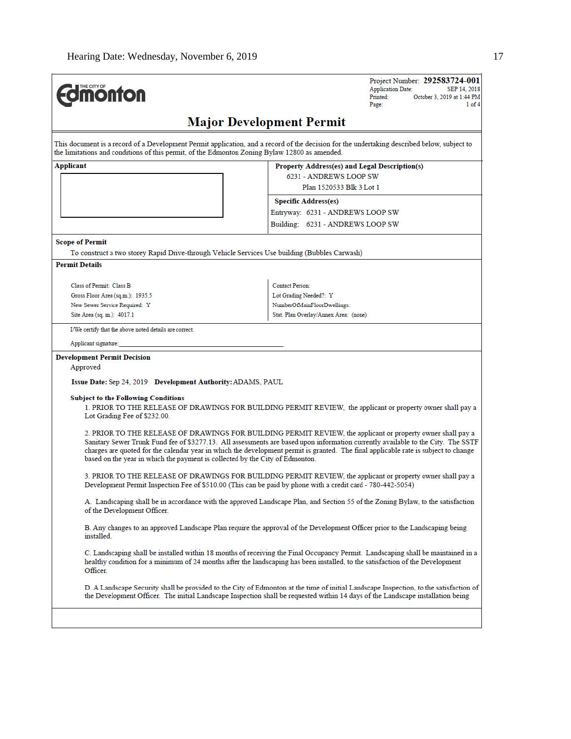Project Number: **292583724-001**
Application Date: SEP 14, 2018
Printed: October 3, 2019 at 1:44 PM
Page: 1 of 4

# Major Development Permit

This document is a record of a Development Permit application, and a record of the decision for the undertaking described below, subject to the limitations and conditions of this permit, of the Edmonton Zoning Bylaw 12800 as amended.

| **Applicant** | **Property Address(es) and Legal Description(s)** |
|---|---|
| | 6231 - ANDREWS LOOP SW<br>Plan 1520533 Blk 3 Lot 1 |
| | **Specific Address(es)**<br>Entryway: 6231 - ANDREWS LOOP SW<br>Building: 6231 - ANDREWS LOOP SW |

**Scope of Permit**

To construct a two storey Rapid Drive-through Vehicle Services Use building (Bubbles Carwash)

**Permit Details**

| | |
|---|---|
| Class of Permit: Class B | Contact Person: |
| Gross Floor Area (sq.m.): 1935.5 | Lot Grading Needed?: Y |
| New Sewer Service Required: Y | NumberOfMainFloorDwellings: |
| Site Area (sq. m.): 4017.1 | Stat. Plan Overlay/Annex Area: (none) |

I/We certify that the above noted details are correct.

Applicant signature:_______________________________

**Development Permit Decision**

Approved

**Issue Date:** Sep 24, 2019 **Development Authority:** ADAMS, PAUL

**Subject to the Following Conditions**

1. PRIOR TO THE RELEASE OF DRAWINGS FOR BUILDING PERMIT REVIEW, the applicant or property owner shall pay a Lot Grading Fee of $232.00.

2. PRIOR TO THE RELEASE OF DRAWINGS FOR BUILDING PERMIT REVIEW, the applicant or property owner shall pay a Sanitary Sewer Trunk Fund fee of $3277.13. All assessments are based upon information currently available to the City. The SSTF charges are quoted for the calendar year in which the development permit is granted. The final applicable rate is subject to change based on the year in which the payment is collected by the City of Edmonton.

3. PRIOR TO THE RELEASE OF DRAWINGS FOR BUILDING PERMIT REVIEW, the applicant or property owner shall pay a Development Permit Inspection Fee of $510.00 (This can be paid by phone with a credit card - 780-442-5054)

A. Landscaping shall be in accordance with the approved Landscape Plan, and Section 55 of the Zoning Bylaw, to the satisfaction of the Development Officer.

B. Any changes to an approved Landscape Plan require the approval of the Development Officer prior to the Landscaping being installed.

C. Landscaping shall be installed within 18 months of receiving the Final Occupancy Permit. Landscaping shall be maintained in a healthy condition for a minimum of 24 months after the landscaping has been installed, to the satisfaction of the Development Officer.

D. A Landscape Security shall be provided to the City of Edmonton at the time of initial Landscape Inspection, to the satisfaction of the Development Officer. The initial Landscape Inspection shall be requested within 14 days of the Landscape installation being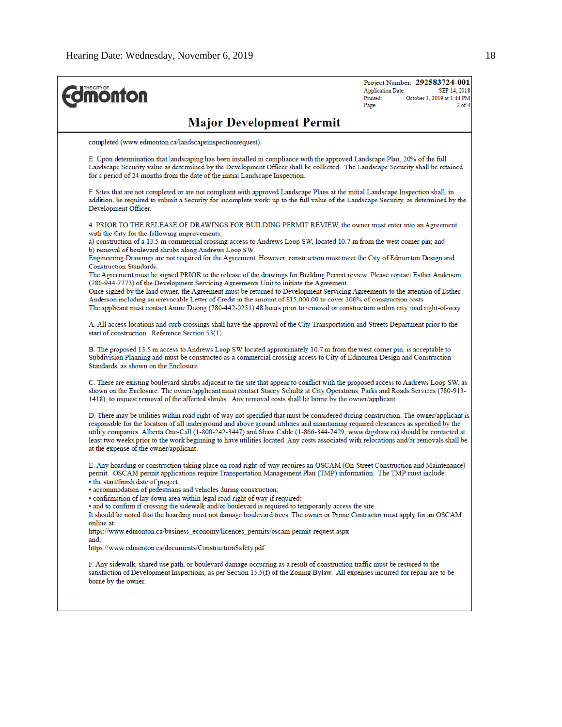**Project Number: 292583724-001**
Application Date: SEP 14, 2018
Printed: October 3, 2019 at 1:44 PM
Page: 2 of 4

# Major Development Permit

completed (www.edmonton.ca/landscapeinspectionrequest).

E. Upon determination that landscaping has been installed in compliance with the approved Landscape Plan, 20% of the full Landscape Security value as determined by the Development Officer shall be collected. The Landscape Security shall be retained for a period of 24 months from the date of the initial Landscape Inspection.

F. Sites that are not completed or are not compliant with approved Landscape Plans at the initial Landscape Inspection shall, in addition, be required to submit a Security for incomplete work; up to the full value of the Landscape Security, as determined by the Development Officer.

4. PRIOR TO THE RELEASE OF DRAWINGS FOR BUILDING PERMIT REVIEW, the owner must enter into an Agreement with the City for the following improvements:
a) construction of a 13.5 m commercial crossing access to Andrews Loop SW, located 10.7 m from the west corner pin; and
b) removal of boulevard shrubs along Andrews Loop SW.
Engineering Drawings are not required for the Agreement. However, construction must meet the City of Edmonton Design and Construction Standards.
The Agreement must be signed PRIOR to the release of the drawings for Building Permit review. Please contact Esther Anderson (780-944-7773) of the Development Servicing Agreements Unit to initiate the Agreement.
Once signed by the land owner, the Agreement must be returned to Development Servicing Agreements to the attention of Esther Anderson including an irrevocable Letter of Credit in the amount of $15,000.00 to cover 100% of construction costs.
The applicant must contact Annie Duong (780-442-0251) 48 hours prior to removal or construction within city road right-of-way.

A. All access locations and curb crossings shall have the approval of the City Transportation and Streets Department prior to the start of construction. Reference Section 53(1).

B. The proposed 13.5 m access to Andrews Loop SW located approximately 10.7 m from the west corner pin, is acceptable to Subdivision Planning and must be constructed as a commercial crossing access to City of Edmonton Design and Construction Standards, as shown on the Enclosure.

C. There are existing boulevard shrubs adjacent to the site that appear to conflict with the proposed access to Andrews Loop SW, as shown on the Enclosure. The owner/applicant must contact Stacey Schultz at City Operations, Parks and Roads Services (780-913-1418), to request removal of the affected shrubs. Any removal costs shall be borne by the owner/applicant.

D. There may be utilities within road right-of-way not specified that must be considered during construction. The owner/applicant is responsible for the location of all underground and above ground utilities and maintaining required clearances as specified by the utility companies. Alberta One-Call (1-800-242-3447) and Shaw Cable (1-866-344-7429; www.digshaw.ca) should be contacted at least two weeks prior to the work beginning to have utilities located. Any costs associated with relocations and/or removals shall be at the expense of the owner/applicant.

E. Any hoarding or construction taking place on road right-of-way requires an OSCAM (On-Street Construction and Maintenance) permit. OSCAM permit applications require Transportation Management Plan (TMP) information. The TMP must include:
- the start/finish date of project;
- accommodation of pedestrians and vehicles during construction;
- confirmation of lay down area within legal road right of way if required;
- and to confirm if crossing the sidewalk and/or boulevard is required to temporarily access the site.

It should be noted that the hoarding must not damage boulevard trees. The owner or Prime Contractor must apply for an OSCAM online at:
https://www.edmonton.ca/business_economy/licences_permits/oscam-permit-request.aspx
and,
https://www.edmonton.ca/documents/ConstructionSafety.pdf

F. Any sidewalk, shared use path, or boulevard damage occurring as a result of construction traffic must be restored to the satisfaction of Development Inspections, as per Section 15.5(f) of the Zoning Bylaw. All expenses incurred for repair are to be borne by the owner.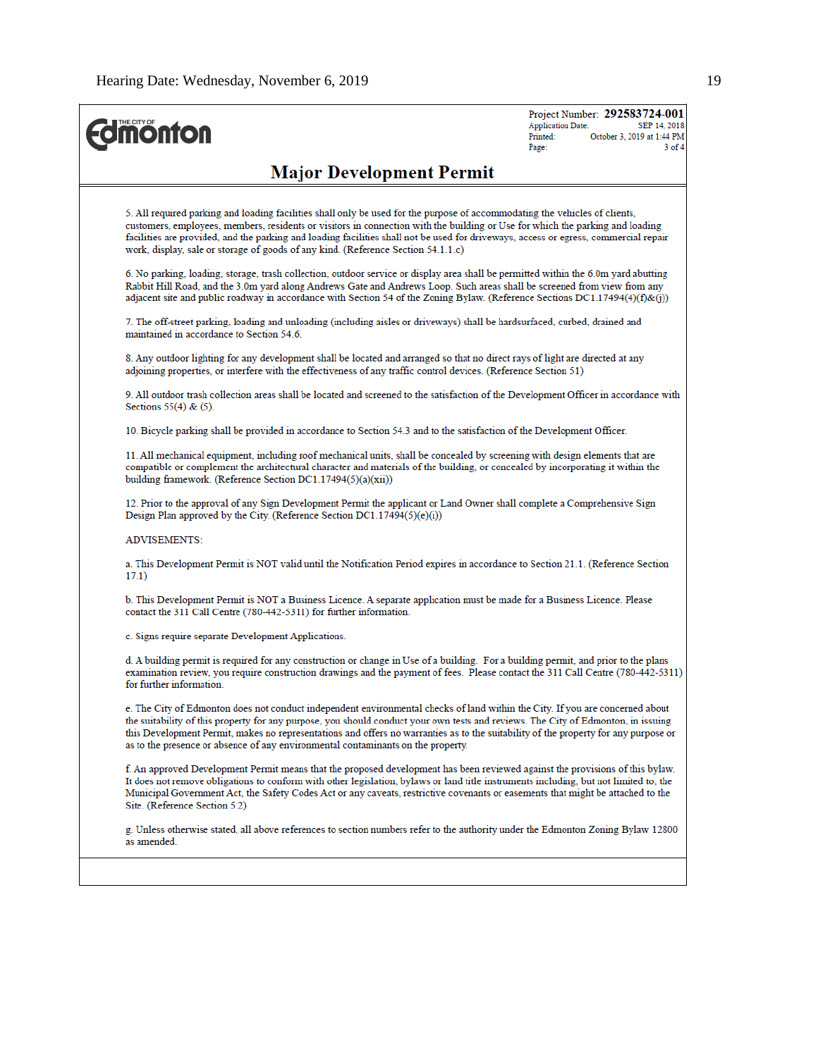Project Number: **292583724-001**
Application Date: SEP 14, 2018
Printed: October 3, 2019 at 1:44 PM
Page: 3 of 4

# Major Development Permit

5. All required parking and loading facilities shall only be used for the purpose of accommodating the vehicles of clients, customers, employees, members, residents or visitors in connection with the building or Use for which the parking and loading facilities are provided, and the parking and loading facilities shall not be used for driveways, access or egress, commercial repair work, display, sale or storage of goods of any kind. (Reference Section 54.1.1.c)

6. No parking, loading, storage, trash collection, outdoor service or display area shall be permitted within the 6.0m yard abutting Rabbit Hill Road, and the 3.0m yard along Andrews Gate and Andrews Loop. Such areas shall be screened from view from any adjacent site and public roadway in accordance with Section 54 of the Zoning Bylaw. (Reference Sections DC1.17494(4)(f)&(j))

7. The off-street parking, loading and unloading (including aisles or driveways) shall be hardsurfaced, curbed, drained and maintained in accordance to Section 54.6.

8. Any outdoor lighting for any development shall be located and arranged so that no direct rays of light are directed at any adjoining properties, or interfere with the effectiveness of any traffic control devices. (Reference Section 51)

9. All outdoor trash collection areas shall be located and screened to the satisfaction of the Development Officer in accordance with Sections 55(4) & (5).

10. Bicycle parking shall be provided in accordance to Section 54.3 and to the satisfaction of the Development Officer.

11. All mechanical equipment, including roof mechanical units, shall be concealed by screening with design elements that are compatible or complement the architectural character and materials of the building, or concealed by incorporating it within the building framework. (Reference Section DC1.17494(5)(a)(xii))

12. Prior to the approval of any Sign Development Permit the applicant or Land Owner shall complete a Comprehensive Sign Design Plan approved by the City. (Reference Section DC1.17494(5)(e)(i))

ADVISEMENTS:

a. This Development Permit is NOT valid until the Notification Period expires in accordance to Section 21.1. (Reference Section 17.1)

b. This Development Permit is NOT a Business Licence. A separate application must be made for a Business Licence. Please contact the 311 Call Centre (780-442-5311) for further information.

c. Signs require separate Development Applications.

d. A building permit is required for any construction or change in Use of a building. For a building permit, and prior to the plans examination review, you require construction drawings and the payment of fees. Please contact the 311 Call Centre (780-442-5311) for further information.

e. The City of Edmonton does not conduct independent environmental checks of land within the City. If you are concerned about the suitability of this property for any purpose, you should conduct your own tests and reviews. The City of Edmonton, in issuing this Development Permit, makes no representations and offers no warranties as to the suitability of the property for any purpose or as to the presence or absence of any environmental contaminants on the property.

f. An approved Development Permit means that the proposed development has been reviewed against the provisions of this bylaw. It does not remove obligations to conform with other legislation, bylaws or land title instruments including, but not limited to, the Municipal Government Act, the Safety Codes Act or any caveats, restrictive covenants or easements that might be attached to the Site. (Reference Section 5.2)

g. Unless otherwise stated, all above references to section numbers refer to the authority under the Edmonton Zoning Bylaw 12800 as amended.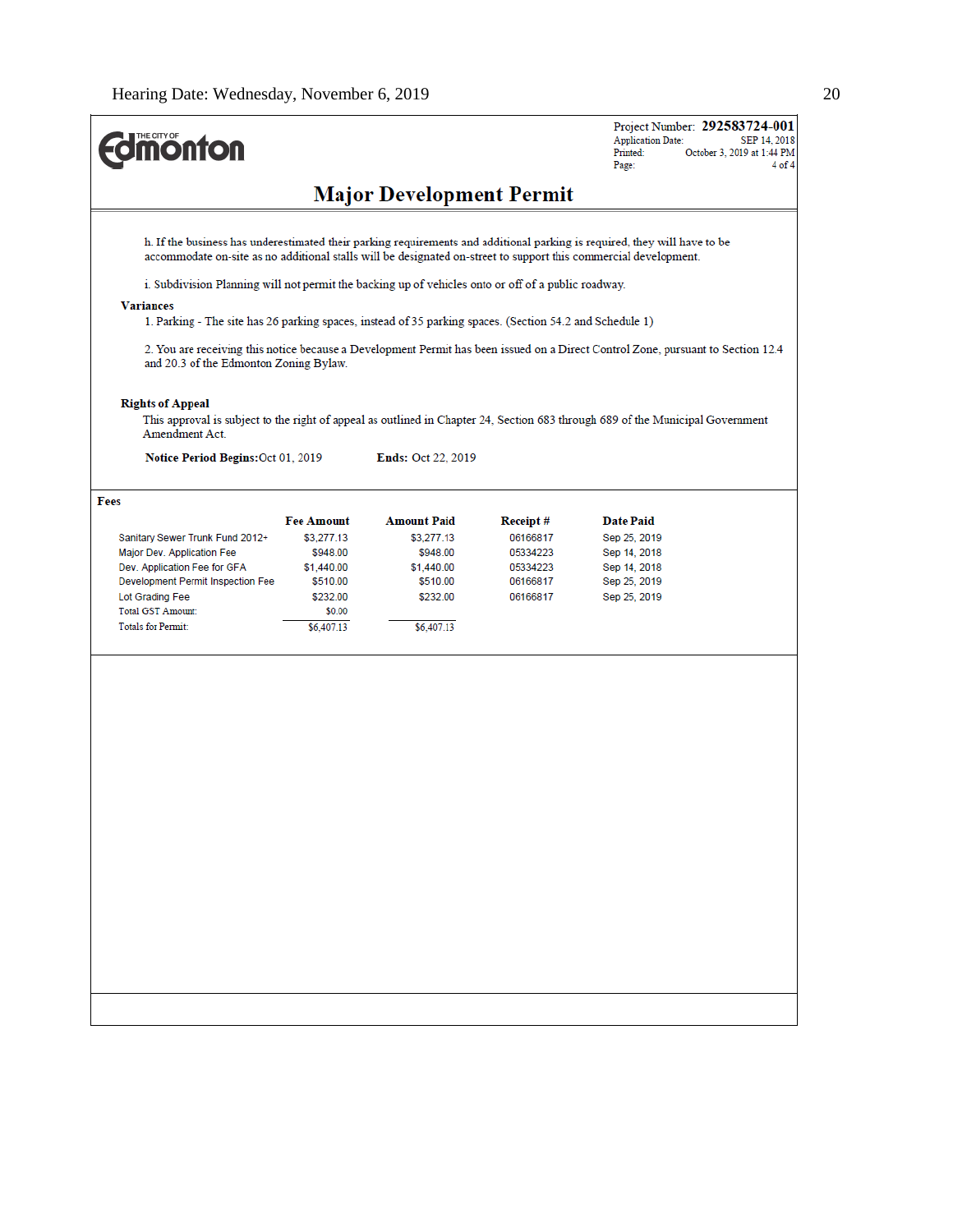Hearing Date: Wednesday, November 6, 2019

THE CITY OF Edmonton

Project Number: **292583724-001**
Application Date: SEP 14, 2018
Printed: October 3, 2019 at 1:44 PM

# Major Development Permit

h. If the business has underestimated their parking requirements and additional parking is required, they will have to be accommodate on-site as no additional stalls will be designated on-street to support this commercial development.

i. Subdivision Planning will not permit the backing up of vehicles onto or off of a public roadway.

**Variances**

1. Parking - The site has 26 parking spaces, instead of 35 parking spaces. (Section 54.2 and Schedule 1)

2. You are receiving this notice because a Development Permit has been issued on a Direct Control Zone, pursuant to Section 12.4 and 20.3 of the Edmonton Zoning Bylaw.

**Rights of Appeal**

This approval is subject to the right of appeal as outlined in Chapter 24, Section 683 through 689 of the Municipal Government Amendment Act.

**Notice Period Begins:** Oct 01, 2019 **Ends:** Oct 22, 2019

**Fees**

| | Fee Amount | Amount Paid | Receipt # | Date Paid |
|---|---|---|---|---|
| Sanitary Sewer Trunk Fund 2012+ | $3,277.13 | $3,277.13 | 06166817 | Sep 25, 2019 |
| Major Dev. Application Fee | $948.00 | $948.00 | 05334223 | Sep 14, 2018 |
| Dev. Application Fee for GFA | $1,440.00 | $1,440.00 | 05334223 | Sep 14, 2018 |
| Development Permit Inspection Fee | $510.00 | $510.00 | 06166817 | Sep 25, 2019 |
| Lot Grading Fee | $232.00 | $232.00 | 06166817 | Sep 25, 2019 |
| Total GST Amount: | $0.00 | | | |
| Totals for Permit: | $6,407.13 | $6,407.13 | | |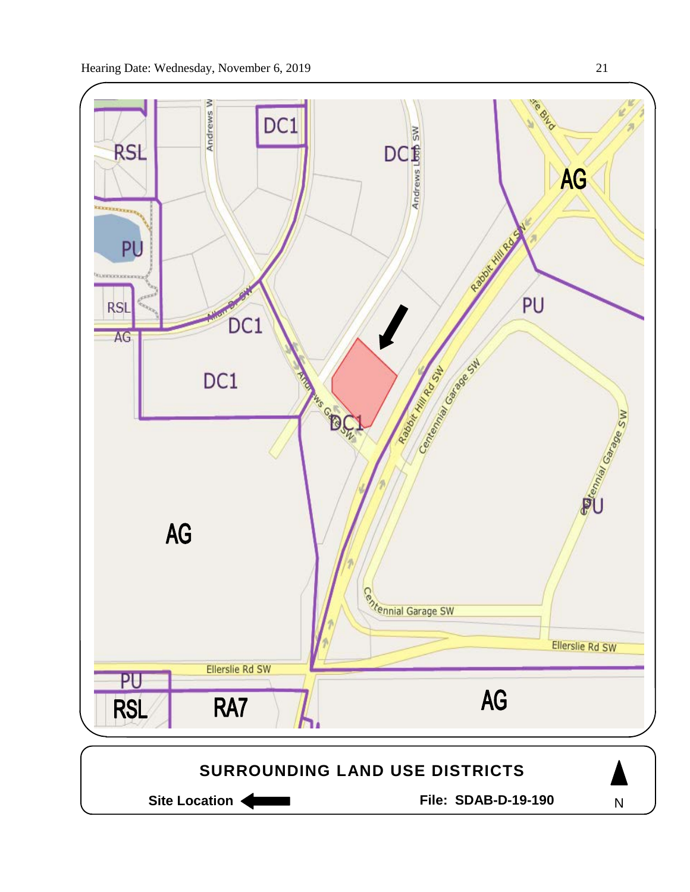RSL

DC1

DC1

AG

PU

RSL

AG

DC1

DC1

PU

DC1

PU

AG

PU

RSL

RA7

AG

Andrews W

Andrews Loop SW

Allan Dr SW

Andrews Gate SW

Rabbit Hill Rd SW

Rabbit Hill Rd SW

Centennial Garage SW

Centennial Garage SW

Centennial Garage SW

Ellerslie Rd SW

Ellerslie Rd SW

**SURROUNDING LAND USE DISTRICTS**

**Site Location**

**File: SDAB-D-19-190**

N